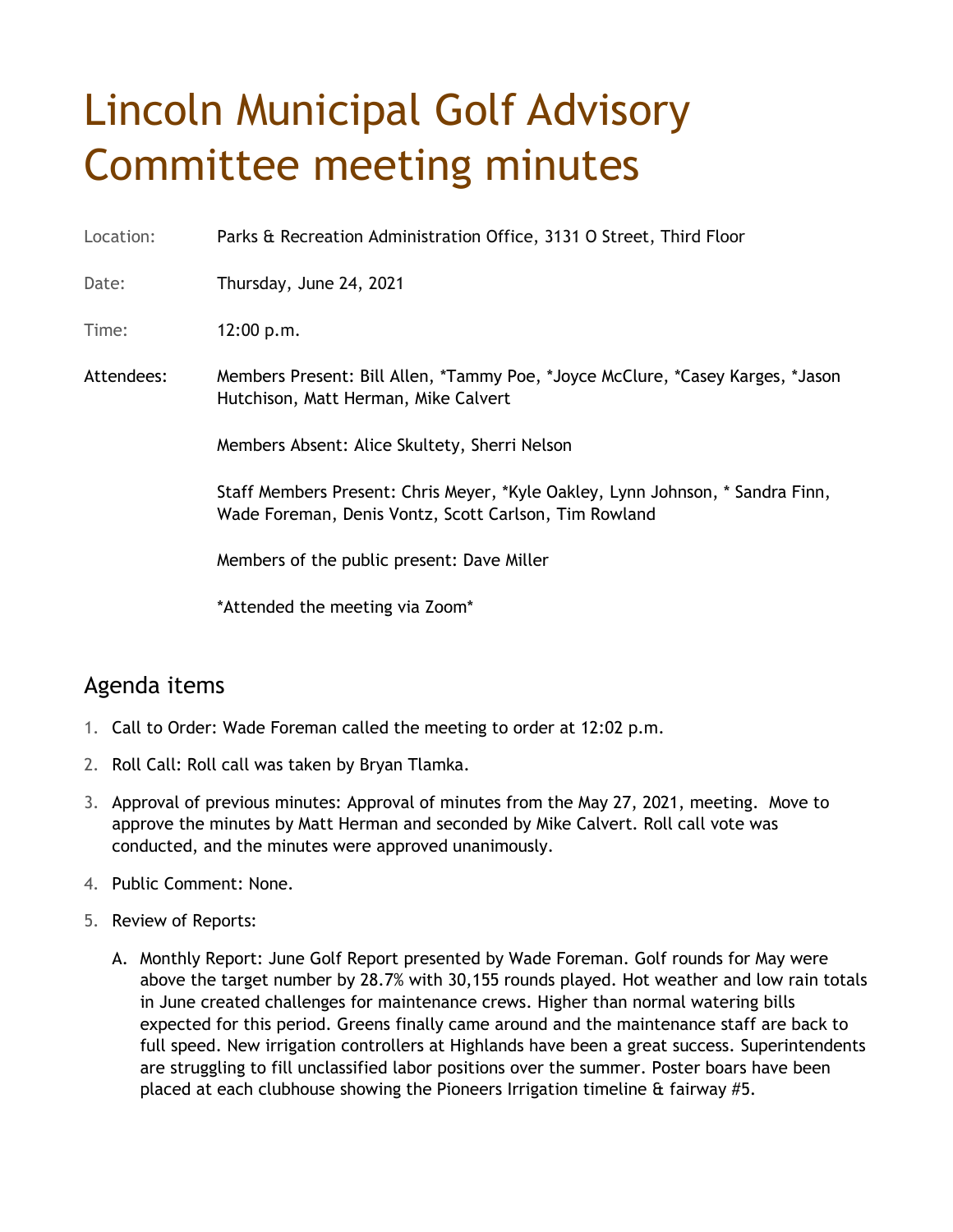# Lincoln Municipal Golf Advisory Committee meeting minutes

Location: Parks & Recreation Administration Office, 3131 O Street, Third Floor

Date: Thursday, June 24, 2021

Time: 12:00 p.m.

Attendees: Members Present: Bill Allen, *Tammy Poe, *Joyce McClure, *Casey Karges, *Jason Hutchison, Matt Herman, Mike Calvert

Members Absent: Alice Skultety, Sherri Nelson

Staff Members Present: Chris Meyer, *Kyle Oakley, Lynn Johnson, * Sandra Finn, Wade Foreman, Denis Vontz, Scott Carlson, Tim Rowland

Members of the public present: Dave Miller

*Attended the meeting via Zoom*

## Agenda items

1. Call to Order: Wade Foreman called the meeting to order at 12:02 p.m.
2. Roll Call: Roll call was taken by Bryan Tlamka.
3. Approval of previous minutes: Approval of minutes from the May 27, 2021, meeting. Move to approve the minutes by Matt Herman and seconded by Mike Calvert. Roll call vote was conducted, and the minutes were approved unanimously.
4. Public Comment: None.
5. Review of Reports:
   A. Monthly Report: June Golf Report presented by Wade Foreman. Golf rounds for May were above the target number by 28.7% with 30,155 rounds played. Hot weather and low rain totals in June created challenges for maintenance crews. Higher than normal watering bills expected for this period. Greens finally came around and the maintenance staff are back to full speed. New irrigation controllers at Highlands have been a great success. Superintendents are struggling to fill unclassified labor positions over the summer. Poster boars have been placed at each clubhouse showing the Pioneers Irrigation timeline & fairway #5.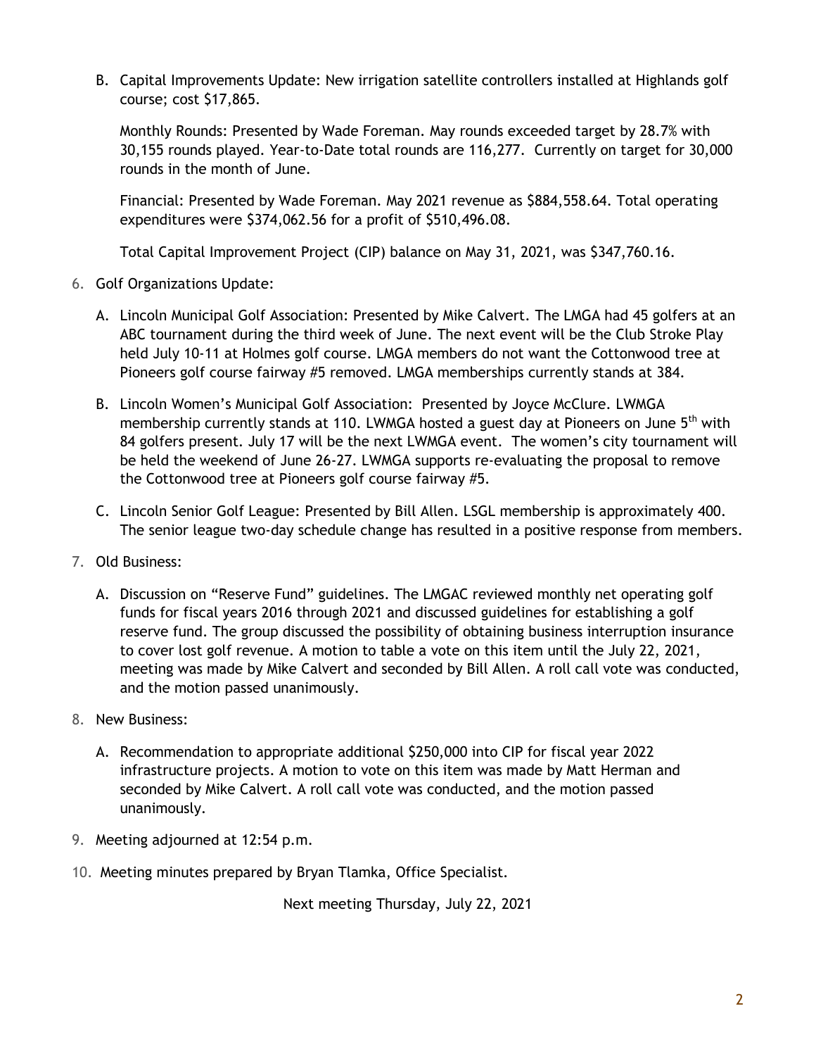B. Capital Improvements Update: New irrigation satellite controllers installed at Highlands golf course; cost $17,865.

   Monthly Rounds: Presented by Wade Foreman. May rounds exceeded target by 28.7% with 30,155 rounds played. Year-to-Date total rounds are 116,277. Currently on target for 30,000 rounds in the month of June.

   Financial: Presented by Wade Foreman. May 2021 revenue as $884,558.64. Total operating expenditures were $374,062.56 for a profit of $510,496.08.

   Total Capital Improvement Project (CIP) balance on May 31, 2021, was $347,760.16.

6. Golf Organizations Update:

   A. Lincoln Municipal Golf Association: Presented by Mike Calvert. The LMGA had 45 golfers at an ABC tournament during the third week of June. The next event will be the Club Stroke Play held July 10-11 at Holmes golf course. LMGA members do not want the Cottonwood tree at Pioneers golf course fairway #5 removed. LMGA memberships currently stands at 384.

   B. Lincoln Women's Municipal Golf Association: Presented by Joyce McClure. LWMGA membership currently stands at 110. LWMGA hosted a guest day at Pioneers on June 5th with 84 golfers present. July 17 will be the next LWMGA event. The women's city tournament will be held the weekend of June 26-27. LWMGA supports re-evaluating the proposal to remove the Cottonwood tree at Pioneers golf course fairway #5.

   C. Lincoln Senior Golf League: Presented by Bill Allen. LSGL membership is approximately 400. The senior league two-day schedule change has resulted in a positive response from members.

7. Old Business:

   A. Discussion on "Reserve Fund" guidelines. The LMGAC reviewed monthly net operating golf funds for fiscal years 2016 through 2021 and discussed guidelines for establishing a golf reserve fund. The group discussed the possibility of obtaining business interruption insurance to cover lost golf revenue. A motion to table a vote on this item until the July 22, 2021, meeting was made by Mike Calvert and seconded by Bill Allen. A roll call vote was conducted, and the motion passed unanimously.

8. New Business:

   A. Recommendation to appropriate additional $250,000 into CIP for fiscal year 2022 infrastructure projects. A motion to vote on this item was made by Matt Herman and seconded by Mike Calvert. A roll call vote was conducted, and the motion passed unanimously.

9. Meeting adjourned at 12:54 p.m.

10. Meeting minutes prepared by Bryan Tlamka, Office Specialist.

Next meeting Thursday, July 22, 2021